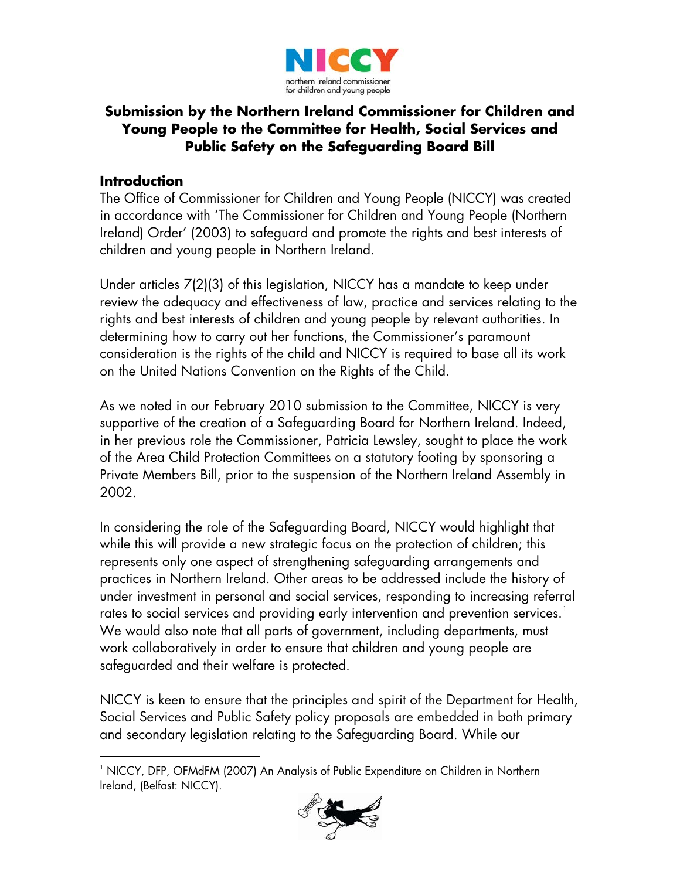# Submission by the Northern Ireland Commissioner for Children and Young People to the Committee for Health, Social Services and Public Safety on the Safeguarding Board Bill

## Introduction

The Office of Commissioner for Children and Young People (NICCY) was created in accordance with 'The Commissioner for Children and Young People (Northern Ireland) Order' (2003) to safeguard and promote the rights and best interests of children and young people in Northern Ireland.

Under articles 7(2)(3) of this legislation, NICCY has a mandate to keep under review the adequacy and effectiveness of law, practice and services relating to the rights and best interests of children and young people by relevant authorities. In determining how to carry out her functions, the Commissioner's paramount consideration is the rights of the child and NICCY is required to base all its work on the United Nations Convention on the Rights of the Child.

As we noted in our February 2010 submission to the Committee, NICCY is very supportive of the creation of a Safeguarding Board for Northern Ireland. Indeed, in her previous role the Commissioner, Patricia Lewsley, sought to place the work of the Area Child Protection Committees on a statutory footing by sponsoring a Private Members Bill, prior to the suspension of the Northern Ireland Assembly in 2002.

In considering the role of the Safeguarding Board, NICCY would highlight that while this will provide a new strategic focus on the protection of children; this represents only one aspect of strengthening safeguarding arrangements and practices in Northern Ireland. Other areas to be addressed include the history of under investment in personal and social services, responding to increasing referral rates to social services and providing early intervention and prevention services.[1] We would also note that all parts of government, including departments, must work collaboratively in order to ensure that children and young people are safeguarded and their welfare is protected.

NICCY is keen to ensure that the principles and spirit of the Department for Health, Social Services and Public Safety policy proposals are embedded in both primary and secondary legislation relating to the Safeguarding Board. While our

[1] NICCY, DFP, OFMdFM (2007) An Analysis of Public Expenditure on Children in Northern Ireland, (Belfast: NICCY).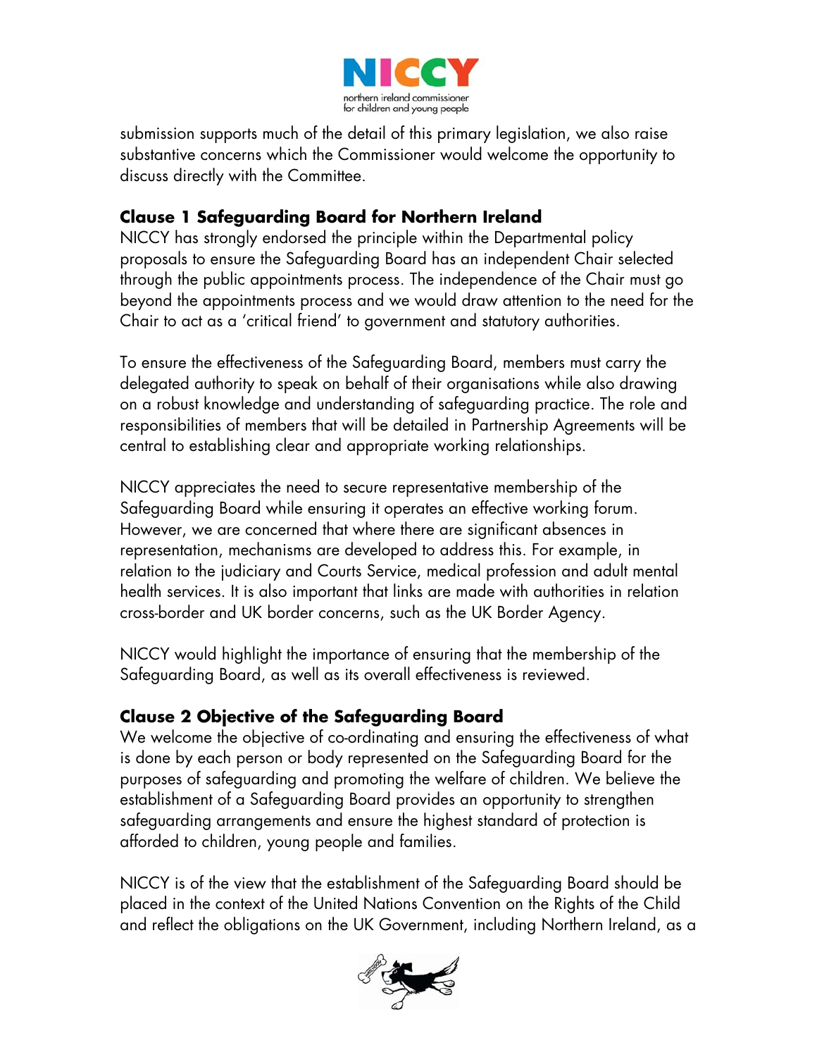submission supports much of the detail of this primary legislation, we also raise substantive concerns which the Commissioner would welcome the opportunity to discuss directly with the Committee.

### Clause 1 Safeguarding Board for Northern Ireland

NICCY has strongly endorsed the principle within the Departmental policy proposals to ensure the Safeguarding Board has an independent Chair selected through the public appointments process. The independence of the Chair must go beyond the appointments process and we would draw attention to the need for the Chair to act as a 'critical friend' to government and statutory authorities.

To ensure the effectiveness of the Safeguarding Board, members must carry the delegated authority to speak on behalf of their organisations while also drawing on a robust knowledge and understanding of safeguarding practice. The role and responsibilities of members that will be detailed in Partnership Agreements will be central to establishing clear and appropriate working relationships.

NICCY appreciates the need to secure representative membership of the Safeguarding Board while ensuring it operates an effective working forum. However, we are concerned that where there are significant absences in representation, mechanisms are developed to address this. For example, in relation to the judiciary and Courts Service, medical profession and adult mental health services. It is also important that links are made with authorities in relation cross-border and UK border concerns, such as the UK Border Agency.

NICCY would highlight the importance of ensuring that the membership of the Safeguarding Board, as well as its overall effectiveness is reviewed.

### Clause 2 Objective of the Safeguarding Board

We welcome the objective of co-ordinating and ensuring the effectiveness of what is done by each person or body represented on the Safeguarding Board for the purposes of safeguarding and promoting the welfare of children. We believe the establishment of a Safeguarding Board provides an opportunity to strengthen safeguarding arrangements and ensure the highest standard of protection is afforded to children, young people and families.

NICCY is of the view that the establishment of the Safeguarding Board should be placed in the context of the United Nations Convention on the Rights of the Child and reflect the obligations on the UK Government, including Northern Ireland, as a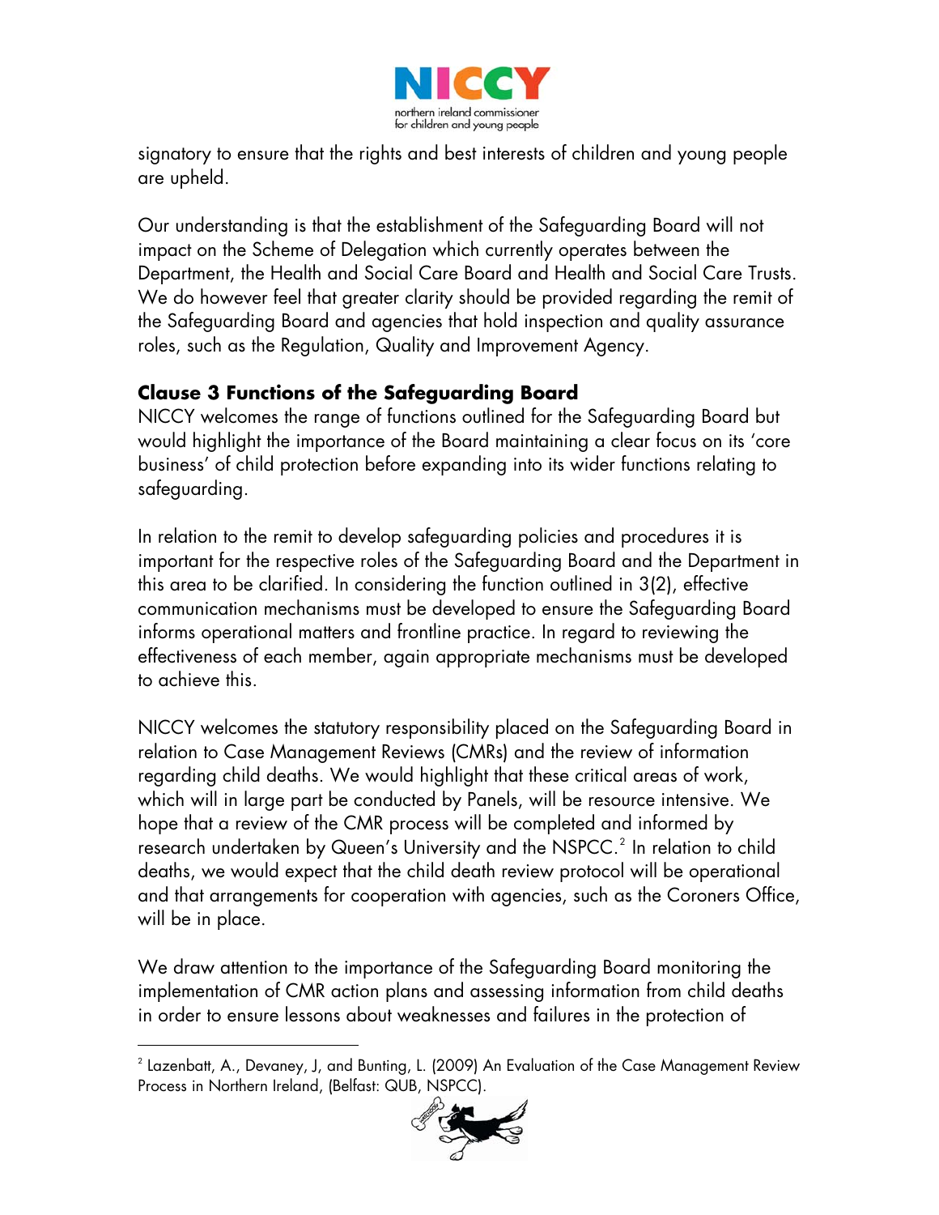signatory to ensure that the rights and best interests of children and young people are upheld.

Our understanding is that the establishment of the Safeguarding Board will not impact on the Scheme of Delegation which currently operates between the Department, the Health and Social Care Board and Health and Social Care Trusts. We do however feel that greater clarity should be provided regarding the remit of the Safeguarding Board and agencies that hold inspection and quality assurance roles, such as the Regulation, Quality and Improvement Agency.

### Clause 3 Functions of the Safeguarding Board

NICCY welcomes the range of functions outlined for the Safeguarding Board but would highlight the importance of the Board maintaining a clear focus on its 'core business' of child protection before expanding into its wider functions relating to safeguarding.

In relation to the remit to develop safeguarding policies and procedures it is important for the respective roles of the Safeguarding Board and the Department in this area to be clarified. In considering the function outlined in 3(2), effective communication mechanisms must be developed to ensure the Safeguarding Board informs operational matters and frontline practice. In regard to reviewing the effectiveness of each member, again appropriate mechanisms must be developed to achieve this.

NICCY welcomes the statutory responsibility placed on the Safeguarding Board in relation to Case Management Reviews (CMRs) and the review of information regarding child deaths. We would highlight that these critical areas of work, which will in large part be conducted by Panels, will be resource intensive. We hope that a review of the CMR process will be completed and informed by research undertaken by Queen's University and the NSPCC.[2] In relation to child deaths, we would expect that the child death review protocol will be operational and that arrangements for cooperation with agencies, such as the Coroners Office, will be in place.

We draw attention to the importance of the Safeguarding Board monitoring the implementation of CMR action plans and assessing information from child deaths in order to ensure lessons about weaknesses and failures in the protection of

[2] Lazenbatt, A., Devaney, J, and Bunting, L. (2009) An Evaluation of the Case Management Review Process in Northern Ireland, (Belfast: QUB, NSPCC).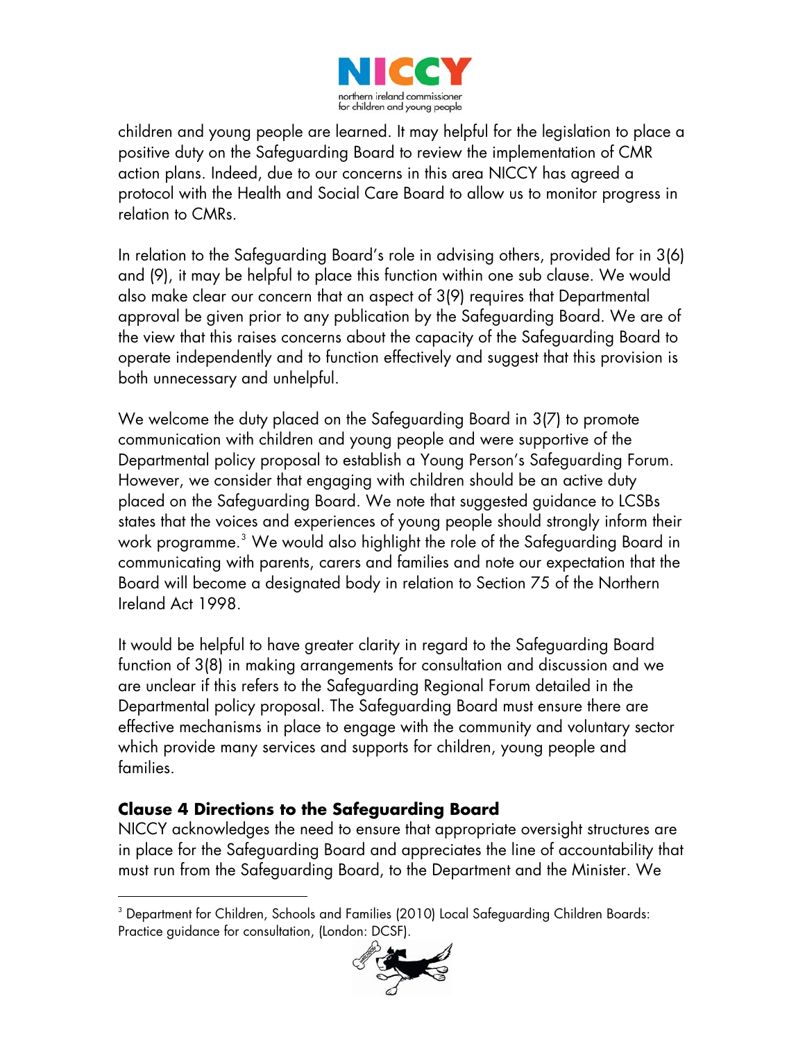children and young people are learned. It may helpful for the legislation to place a positive duty on the Safeguarding Board to review the implementation of CMR action plans. Indeed, due to our concerns in this area NICCY has agreed a protocol with the Health and Social Care Board to allow us to monitor progress in relation to CMRs.

In relation to the Safeguarding Board's role in advising others, provided for in 3(6) and (9), it may be helpful to place this function within one sub clause. We would also make clear our concern that an aspect of 3(9) requires that Departmental approval be given prior to any publication by the Safeguarding Board. We are of the view that this raises concerns about the capacity of the Safeguarding Board to operate independently and to function effectively and suggest that this provision is both unnecessary and unhelpful.

We welcome the duty placed on the Safeguarding Board in 3(7) to promote communication with children and young people and were supportive of the Departmental policy proposal to establish a Young Person's Safeguarding Forum. However, we consider that engaging with children should be an active duty placed on the Safeguarding Board. We note that suggested guidance to LCSBs states that the voices and experiences of young people should strongly inform their work programme.[3] We would also highlight the role of the Safeguarding Board in communicating with parents, carers and families and note our expectation that the Board will become a designated body in relation to Section 75 of the Northern Ireland Act 1998.

It would be helpful to have greater clarity in regard to the Safeguarding Board function of 3(8) in making arrangements for consultation and discussion and we are unclear if this refers to the Safeguarding Regional Forum detailed in the Departmental policy proposal. The Safeguarding Board must ensure there are effective mechanisms in place to engage with the community and voluntary sector which provide many services and supports for children, young people and families.

### Clause 4 Directions to the Safeguarding Board

NICCY acknowledges the need to ensure that appropriate oversight structures are in place for the Safeguarding Board and appreciates the line of accountability that must run from the Safeguarding Board, to the Department and the Minister. We

[3] Department for Children, Schools and Families (2010) Local Safeguarding Children Boards: Practice guidance for consultation, (London: DCSF).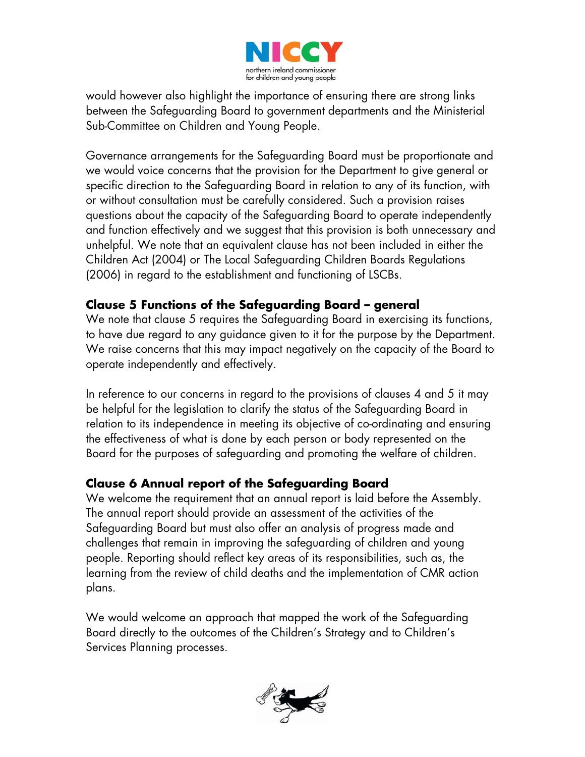would however also highlight the importance of ensuring there are strong links between the Safeguarding Board to government departments and the Ministerial Sub-Committee on Children and Young People.

Governance arrangements for the Safeguarding Board must be proportionate and we would voice concerns that the provision for the Department to give general or specific direction to the Safeguarding Board in relation to any of its function, with or without consultation must be carefully considered. Such a provision raises questions about the capacity of the Safeguarding Board to operate independently and function effectively and we suggest that this provision is both unnecessary and unhelpful. We note that an equivalent clause has not been included in either the Children Act (2004) or The Local Safeguarding Children Boards Regulations (2006) in regard to the establishment and functioning of LSCBs.

### Clause 5 Functions of the Safeguarding Board – general

We note that clause 5 requires the Safeguarding Board in exercising its functions, to have due regard to any guidance given to it for the purpose by the Department. We raise concerns that this may impact negatively on the capacity of the Board to operate independently and effectively.

In reference to our concerns in regard to the provisions of clauses 4 and 5 it may be helpful for the legislation to clarify the status of the Safeguarding Board in relation to its independence in meeting its objective of co-ordinating and ensuring the effectiveness of what is done by each person or body represented on the Board for the purposes of safeguarding and promoting the welfare of children.

### Clause 6 Annual report of the Safeguarding Board

We welcome the requirement that an annual report is laid before the Assembly. The annual report should provide an assessment of the activities of the Safeguarding Board but must also offer an analysis of progress made and challenges that remain in improving the safeguarding of children and young people. Reporting should reflect key areas of its responsibilities, such as, the learning from the review of child deaths and the implementation of CMR action plans.

We would welcome an approach that mapped the work of the Safeguarding Board directly to the outcomes of the Children's Strategy and to Children's Services Planning processes.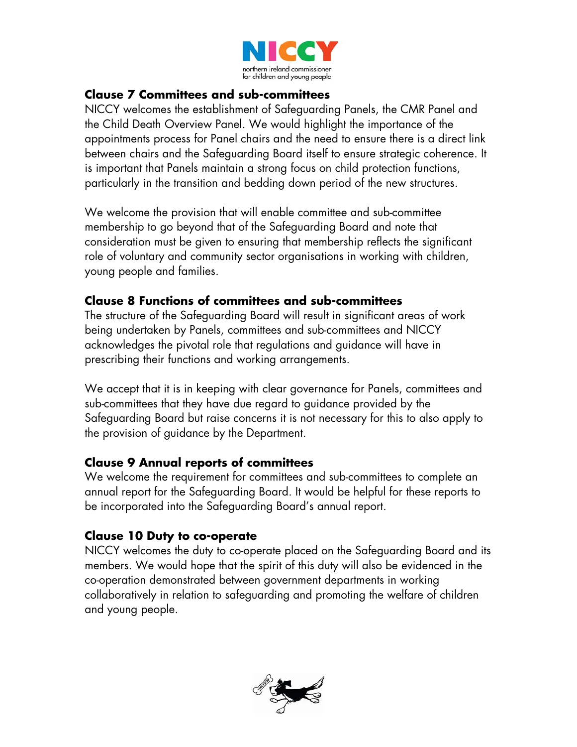### Clause 7 Committees and sub-committees

NICCY welcomes the establishment of Safeguarding Panels, the CMR Panel and the Child Death Overview Panel. We would highlight the importance of the appointments process for Panel chairs and the need to ensure there is a direct link between chairs and the Safeguarding Board itself to ensure strategic coherence. It is important that Panels maintain a strong focus on child protection functions, particularly in the transition and bedding down period of the new structures.

We welcome the provision that will enable committee and sub-committee membership to go beyond that of the Safeguarding Board and note that consideration must be given to ensuring that membership reflects the significant role of voluntary and community sector organisations in working with children, young people and families.

### Clause 8 Functions of committees and sub-committees

The structure of the Safeguarding Board will result in significant areas of work being undertaken by Panels, committees and sub-committees and NICCY acknowledges the pivotal role that regulations and guidance will have in prescribing their functions and working arrangements.

We accept that it is in keeping with clear governance for Panels, committees and sub-committees that they have due regard to guidance provided by the Safeguarding Board but raise concerns it is not necessary for this to also apply to the provision of guidance by the Department.

### Clause 9 Annual reports of committees

We welcome the requirement for committees and sub-committees to complete an annual report for the Safeguarding Board. It would be helpful for these reports to be incorporated into the Safeguarding Board's annual report.

### Clause 10 Duty to co-operate

NICCY welcomes the duty to co-operate placed on the Safeguarding Board and its members. We would hope that the spirit of this duty will also be evidenced in the co-operation demonstrated between government departments in working collaboratively in relation to safeguarding and promoting the welfare of children and young people.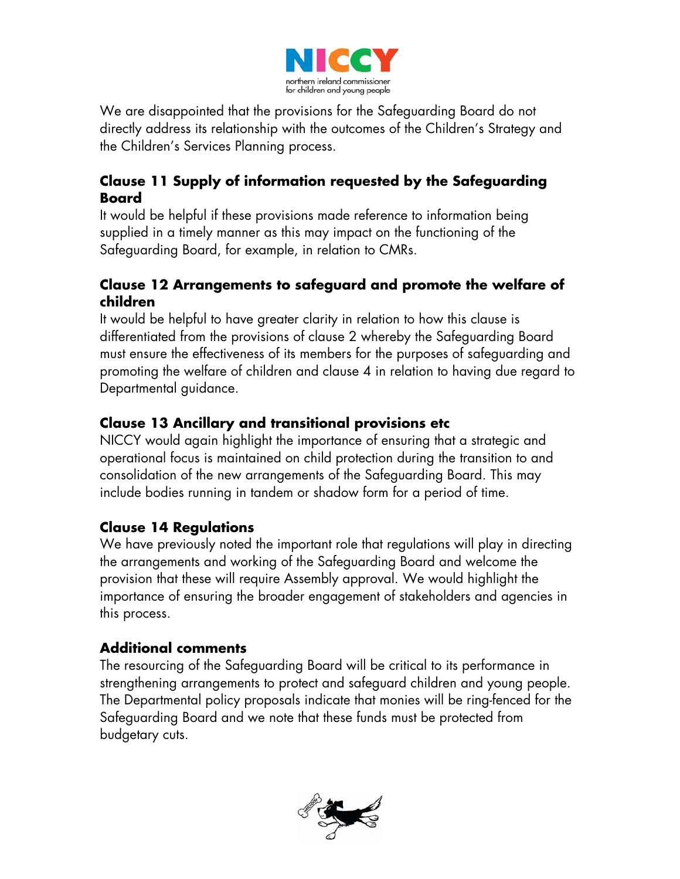We are disappointed that the provisions for the Safeguarding Board do not directly address its relationship with the outcomes of the Children's Strategy and the Children's Services Planning process.

### Clause 11 Supply of information requested by the Safeguarding Board

It would be helpful if these provisions made reference to information being supplied in a timely manner as this may impact on the functioning of the Safeguarding Board, for example, in relation to CMRs.

### Clause 12 Arrangements to safeguard and promote the welfare of children

It would be helpful to have greater clarity in relation to how this clause is differentiated from the provisions of clause 2 whereby the Safeguarding Board must ensure the effectiveness of its members for the purposes of safeguarding and promoting the welfare of children and clause 4 in relation to having due regard to Departmental guidance.

### Clause 13 Ancillary and transitional provisions etc

NICCY would again highlight the importance of ensuring that a strategic and operational focus is maintained on child protection during the transition to and consolidation of the new arrangements of the Safeguarding Board. This may include bodies running in tandem or shadow form for a period of time.

### Clause 14 Regulations

We have previously noted the important role that regulations will play in directing the arrangements and working of the Safeguarding Board and welcome the provision that these will require Assembly approval. We would highlight the importance of ensuring the broader engagement of stakeholders and agencies in this process.

### Additional comments

The resourcing of the Safeguarding Board will be critical to its performance in strengthening arrangements to protect and safeguard children and young people. The Departmental policy proposals indicate that monies will be ring-fenced for the Safeguarding Board and we note that these funds must be protected from budgetary cuts.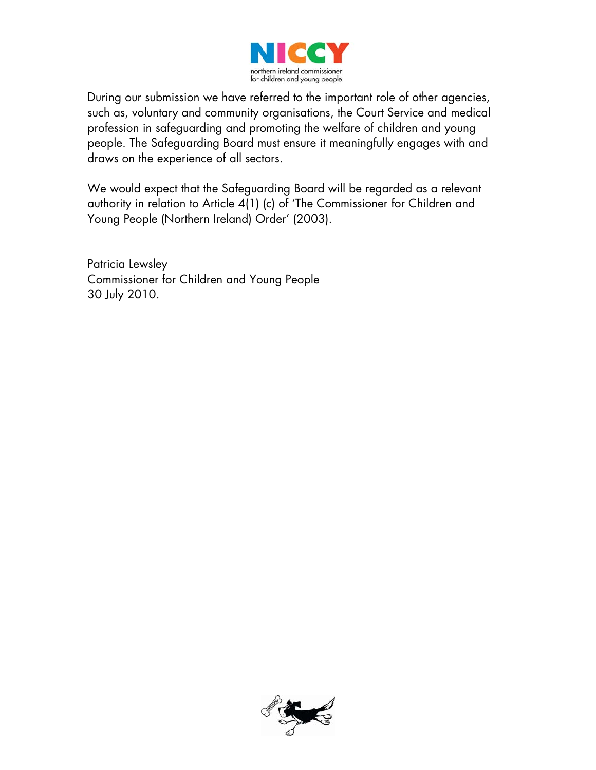During our submission we have referred to the important role of other agencies, such as, voluntary and community organisations, the Court Service and medical profession in safeguarding and promoting the welfare of children and young people. The Safeguarding Board must ensure it meaningfully engages with and draws on the experience of all sectors.

We would expect that the Safeguarding Board will be regarded as a relevant authority in relation to Article 4(1) (c) of 'The Commissioner for Children and Young People (Northern Ireland) Order' (2003).

Patricia Lewsley  
Commissioner for Children and Young People  
30 July 2010.